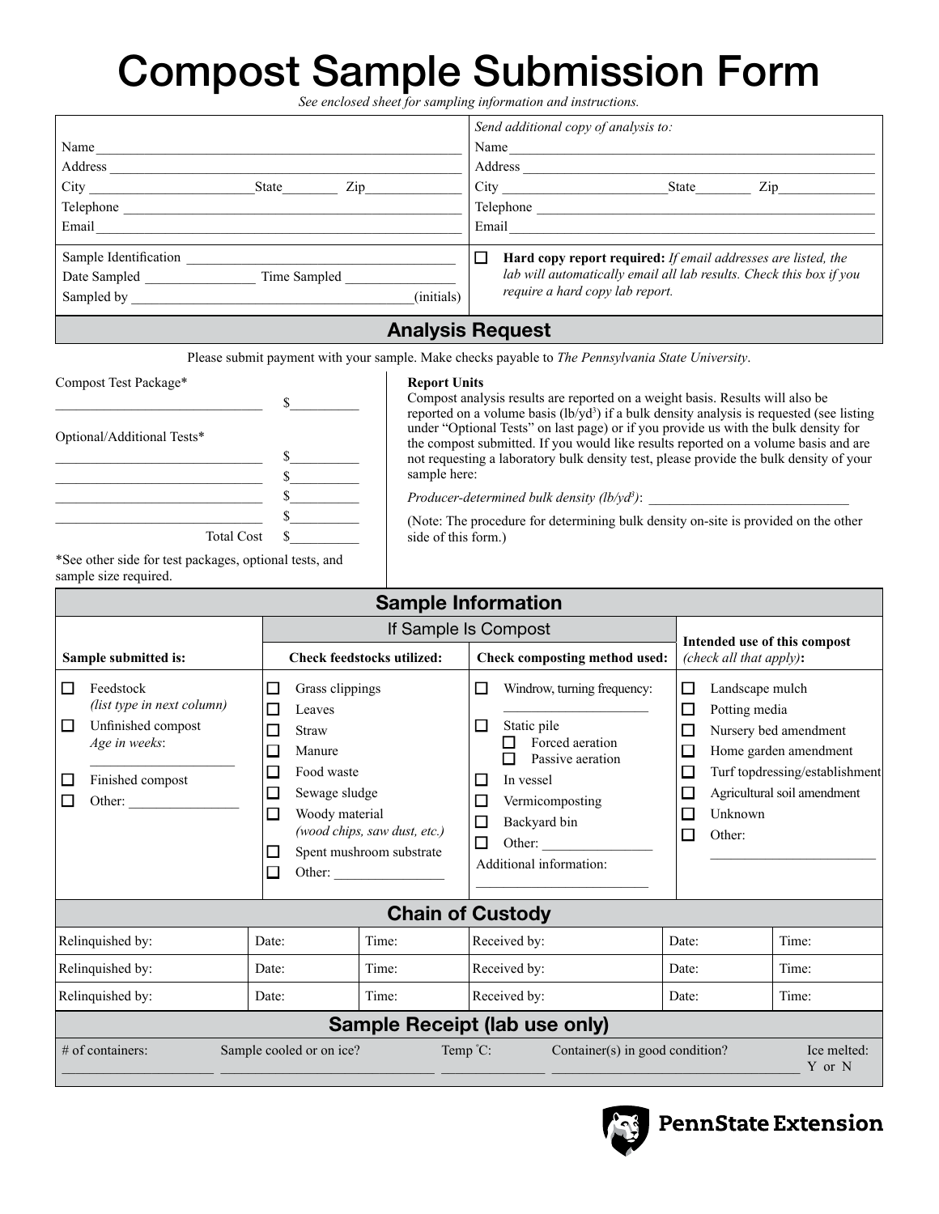# Compost Sample Submission Form

*See enclosed sheet for sampling information and instructions.*

| | *Send additional copy of analysis to:* |
|---|---|
| Name ______________________________ | Name ______________________________ |
| Address ______________________________ | Address ______________________________ |
| City ______________ State ________ Zip ____________ | City ______________ State ________ Zip ____________ |
| Telephone ______________________________ | Telephone ______________________________ |
| Email ______________________________ | Email ______________________________ |
| Sample Identification ______________________________ | ☐ **Hard copy report required:** *If email addresses are listed, the lab will automatically email all lab results. Check this box if you require a hard copy lab report.* |
| Date Sampled ____________ Time Sampled ____________ | |
| Sampled by ______________________________ (initials) | |

## Analysis Request

Please submit payment with your sample. Make checks payable to *The Pennsylvania State University*.

Compost Test Package*

______________________________ $__________

Optional/Additional Tests*

______________________________ $__________
______________________________ $__________
______________________________ $__________
______________________________ $__________

Total Cost $__________

*See other side for test packages, optional tests, and sample size required.

**Report Units**
Compost analysis results are reported on a weight basis. Results will also be reported on a volume basis ($lb/yd^3$) if a bulk density analysis is requested (see listing under "Optional Tests" on last page) or if you provide us with the bulk density for the compost submitted. If you would like results reported on a volume basis and are not requesting a laboratory bulk density test, please provide the bulk density of your sample here:

*Producer-determined bulk density ($lb/yd^3$)*: ______________________________

(Note: The procedure for determining bulk density on-site is provided on the other side of this form.)

## Sample Information

| | If Sample Is Compost | | |
|---|---|---|---|
| **Sample submitted is:** | **Check feedstocks utilized:** | **Check composting method used:** | **Intended use of this compost** *(check all that apply)*: |
| ☐ Feedstock *(list type in next column)*<br>☐ Unfinished compost *Age in weeks*: ____________<br>☐ Finished compost<br>☐ Other: ____________ | ☐ Grass clippings<br>☐ Leaves<br>☐ Straw<br>☐ Manure<br>☐ Food waste<br>☐ Sewage sludge<br>☐ Woody material *(wood chips, saw dust, etc.)*<br>☐ Spent mushroom substrate<br>☐ Other: ____________ | ☐ Windrow, turning frequency: ____________<br>☐ Static pile<br>&nbsp;&nbsp;☐ Forced aeration<br>&nbsp;&nbsp;☐ Passive aeration<br>☐ In vessel<br>☐ Vermicomposting<br>☐ Backyard bin<br>☐ Other: ____________<br>Additional information: ____________ | ☐ Landscape mulch<br>☐ Potting media<br>☐ Nursery bed amendment<br>☐ Home garden amendment<br>☐ Turf topdressing/establishment<br>☐ Agricultural soil amendment<br>☐ Unknown<br>☐ Other: ____________ |

## Chain of Custody

| Relinquished by: | Date: | Time: | Received by: | Date: | Time: |
|---|---|---|---|---|---|
| Relinquished by: | Date: | Time: | Received by: | Date: | Time: |
| Relinquished by: | Date: | Time: | Received by: | Date: | Time: |

## Sample Receipt (lab use only)

| # of containers: | Sample cooled or on ice? | Temp °C: | Container(s) in good condition? | Ice melted: |
|---|---|---|---|---|
| ____________ | ____________ | ____________ | ____________ | Y or N |

PennState Extension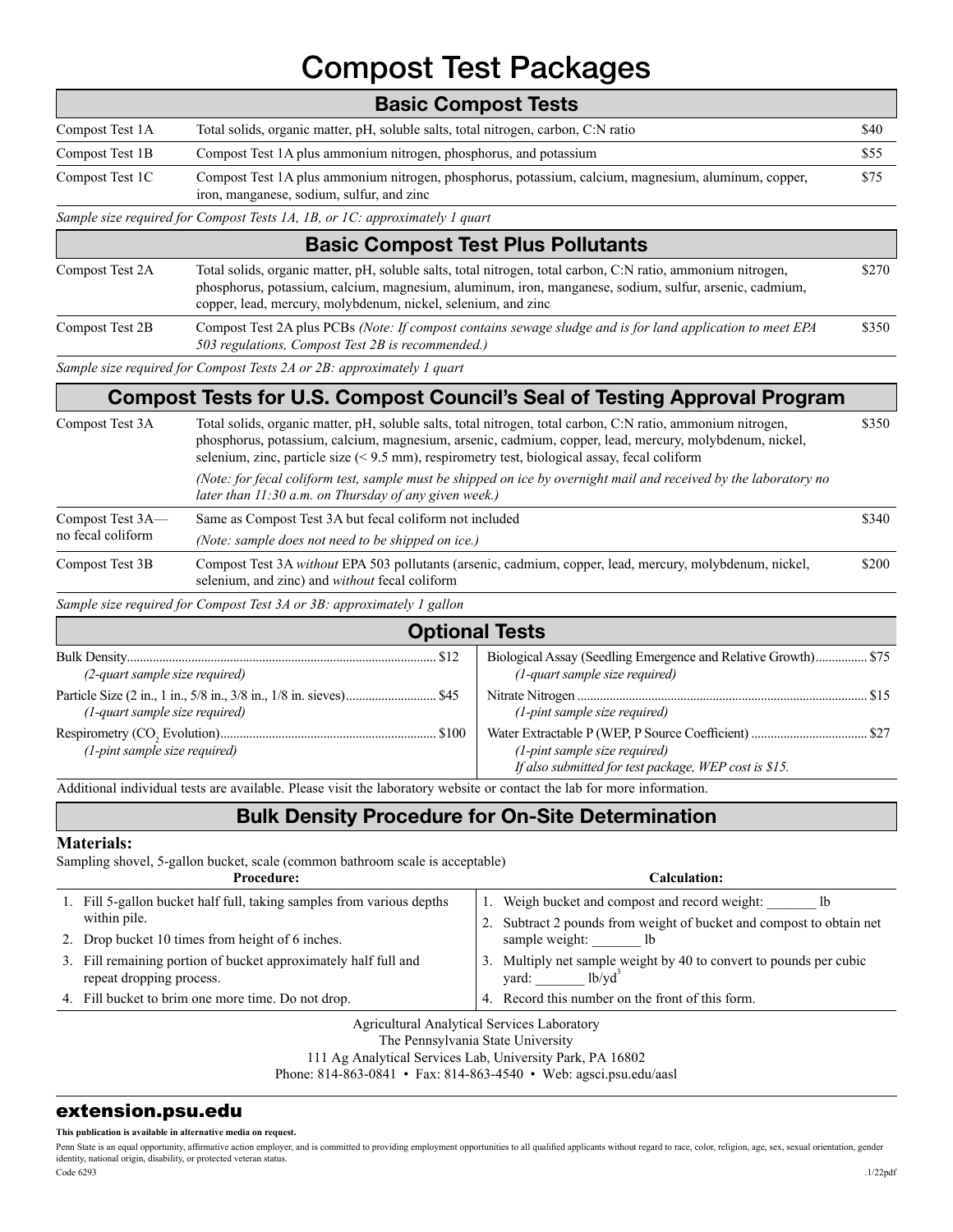# Compost Test Packages

## Basic Compost Tests

| | | |
|---|---|---|
| Compost Test 1A | Total solids, organic matter, pH, soluble salts, total nitrogen, carbon, C:N ratio | \$40 |
| Compost Test 1B | Compost Test 1A plus ammonium nitrogen, phosphorus, and potassium | \$55 |
| Compost Test 1C | Compost Test 1A plus ammonium nitrogen, phosphorus, potassium, calcium, magnesium, aluminum, copper, iron, manganese, sodium, sulfur, and zinc | \$75 |

*Sample size required for Compost Tests 1A, 1B, or 1C: approximately 1 quart*

## Basic Compost Test Plus Pollutants

| | | |
|---|---|---|
| Compost Test 2A | Total solids, organic matter, pH, soluble salts, total nitrogen, total carbon, C:N ratio, ammonium nitrogen, phosphorus, potassium, calcium, magnesium, aluminum, iron, manganese, sodium, sulfur, arsenic, cadmium, copper, lead, mercury, molybdenum, nickel, selenium, and zinc | \$270 |
| Compost Test 2B | Compost Test 2A plus PCBs *(Note: If compost contains sewage sludge and is for land application to meet EPA 503 regulations, Compost Test 2B is recommended.)* | \$350 |

*Sample size required for Compost Tests 2A or 2B: approximately 1 quart*

## Compost Tests for U.S. Compost Council's Seal of Testing Approval Program

| | | |
|---|---|---|
| Compost Test 3A | Total solids, organic matter, pH, soluble salts, total nitrogen, total carbon, C:N ratio, ammonium nitrogen, phosphorus, potassium, calcium, magnesium, arsenic, cadmium, copper, lead, mercury, molybdenum, nickel, selenium, zinc, particle size (< 9.5 mm), respirometry test, biological assay, fecal coliform *(Note: for fecal coliform test, sample must be shipped on ice by overnight mail and received by the laboratory no later than 11:30 a.m. on Thursday of any given week.)* | \$350 |
| Compost Test 3A—no fecal coliform | Same as Compost Test 3A but fecal coliform not included *(Note: sample does not need to be shipped on ice.)* | \$340 |
| Compost Test 3B | Compost Test 3A *without* EPA 503 pollutants (arsenic, cadmium, copper, lead, mercury, molybdenum, nickel, selenium, and zinc) and *without* fecal coliform | \$200 |

*Sample size required for Compost Test 3A or 3B: approximately 1 gallon*

## Optional Tests

| Test | Price | Test | Price |
|---|---|---|---|
| Bulk Density *(2-quart sample size required)* | \$12 | Biological Assay (Seedling Emergence and Relative Growth) *(1-quart sample size required)* | \$75 |
| Particle Size (2 in., 1 in., 5/8 in., 3/8 in., 1/8 in. sieves) *(1-quart sample size required)* | \$45 | Nitrate Nitrogen *(1-pint sample size required)* | \$15 |
| Respirometry ($CO_2$ Evolution) *(1-pint sample size required)* | \$100 | Water Extractable P (WEP, P Source Coefficient) *(1-pint sample size required) If also submitted for test package, WEP cost is \$15.* | \$27 |

Additional individual tests are available. Please visit the laboratory website or contact the lab for more information.

## Bulk Density Procedure for On-Site Determination

**Materials:**

Sampling shovel, 5-gallon bucket, scale (common bathroom scale is acceptable)

**Procedure:**

1. Fill 5-gallon bucket half full, taking samples from various depths within pile.
2. Drop bucket 10 times from height of 6 inches.
3. Fill remaining portion of bucket approximately half full and repeat dropping process.
4. Fill bucket to brim one more time. Do not drop.

**Calculation:**

1. Weigh bucket and compost and record weight: _______ lb
2. Subtract 2 pounds from weight of bucket and compost to obtain net sample weight: _______ lb
3. Multiply net sample weight by 40 to convert to pounds per cubic yard: _______ $lb/yd^3$
4. Record this number on the front of this form.

Agricultural Analytical Services Laboratory
The Pennsylvania State University
111 Ag Analytical Services Lab, University Park, PA 16802
Phone: 814-863-0841 • Fax: 814-863-4540 • Web: agsci.psu.edu/aasl

**extension.psu.edu**

**This publication is available in alternative media on request.**

Penn State is an equal opportunity, affirmative action employer, and is committed to providing employment opportunities to all qualified applicants without regard to race, color, religion, age, sex, sexual orientation, gender identity, national origin, disability, or protected veteran status.

Code 6293 .1/22pdf